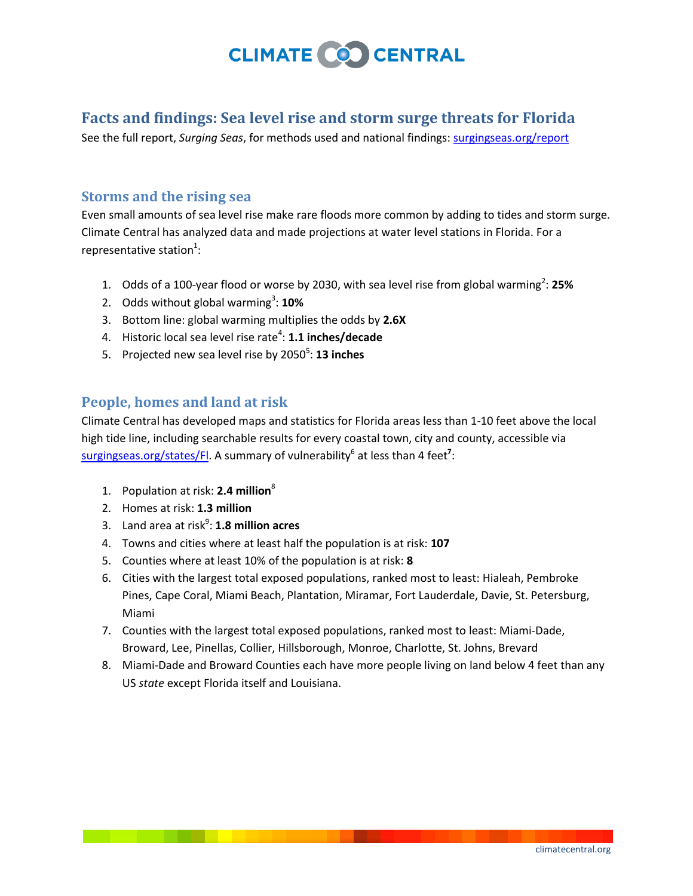CLIMATE CENTRAL

# Facts and findings: Sea level rise and storm surge threats for Florida

See the full report, *Surging Seas*, for methods used and national findings: [surgingseas.org/report](surgingseas.org/report)

## Storms and the rising sea

Even small amounts of sea level rise make rare floods more common by adding to tides and storm surge. Climate Central has analyzed data and made projections at water level stations in Florida. For a representative station[1]:

1. Odds of a 100-year flood or worse by 2030, with sea level rise from global warming[2]: **25%**
2. Odds without global warming[3]: **10%**
3. Bottom line: global warming multiplies the odds by **2.6X**
4. Historic local sea level rise rate[4]: **1.1 inches/decade**
5. Projected new sea level rise by 2050[5]: **13 inches**

## People, homes and land at risk

Climate Central has developed maps and statistics for Florida areas less than 1-10 feet above the local high tide line, including searchable results for every coastal town, city and county, accessible via [surgingseas.org/states/Fl](surgingseas.org/states/Fl). A summary of vulnerability[6] at less than 4 feet[7]:

1. Population at risk: **2.4 million**[8]
2. Homes at risk: **1.3 million**
3. Land area at risk[9]: **1.8 million acres**
4. Towns and cities where at least half the population is at risk: **107**
5. Counties where at least 10% of the population is at risk: **8**
6. Cities with the largest total exposed populations, ranked most to least: Hialeah, Pembroke Pines, Cape Coral, Miami Beach, Plantation, Miramar, Fort Lauderdale, Davie, St. Petersburg, Miami
7. Counties with the largest total exposed populations, ranked most to least: Miami-Dade, Broward, Lee, Pinellas, Collier, Hillsborough, Monroe, Charlotte, St. Johns, Brevard
8. Miami-Dade and Broward Counties each have more people living on land below 4 feet than any US *state* except Florida itself and Louisiana.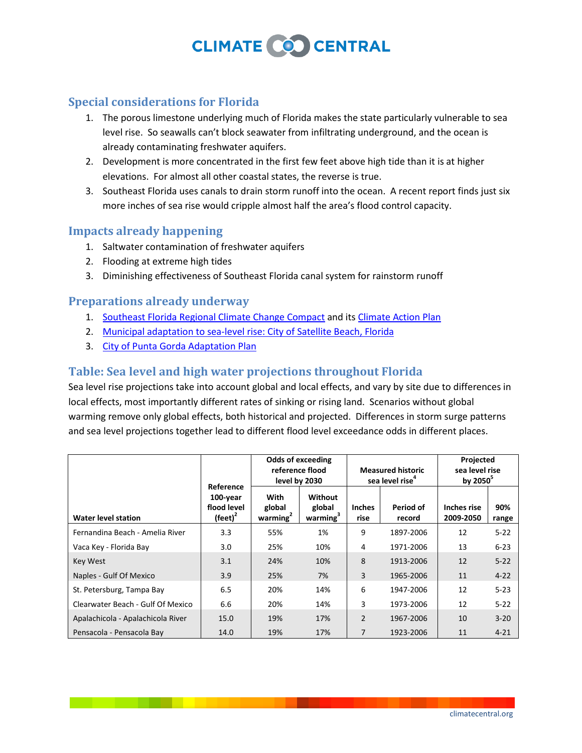## Special considerations for Florida

1. The porous limestone underlying much of Florida makes the state particularly vulnerable to sea level rise. So seawalls can't block seawater from infiltrating underground, and the ocean is already contaminating freshwater aquifers.
2. Development is more concentrated in the first few feet above high tide than it is at higher elevations. For almost all other coastal states, the reverse is true.
3. Southeast Florida uses canals to drain storm runoff into the ocean. A recent report finds just six more inches of sea rise would cripple almost half the area's flood control capacity.

## Impacts already happening

1. Saltwater contamination of freshwater aquifers
2. Flooding at extreme high tides
3. Diminishing effectiveness of Southeast Florida canal system for rainstorm runoff

## Preparations already underway

1. Southeast Florida Regional Climate Change Compact and its Climate Action Plan
2. Municipal adaptation to sea-level rise: City of Satellite Beach, Florida
3. City of Punta Gorda Adaptation Plan

## Table: Sea level and high water projections throughout Florida

Sea level rise projections take into account global and local effects, and vary by site due to differences in local effects, most importantly different rates of sinking or rising land. Scenarios without global warming remove only global effects, both historical and projected. Differences in storm surge patterns and sea level projections together lead to different flood level exceedance odds in different places.

| Water level station | Reference 100-year flood level (feet)[2] | Odds of exceeding reference flood level by 2030 | | Measured historic sea level rise[4] | | Projected sea level rise by 2050[5] | |
|---|---|---|---|---|---|---|---|
| | | With global warming[2] | Without global warming[3] | Inches rise | Period of record | Inches rise 2009-2050 | 90% range |
| Fernandina Beach - Amelia River | 3.3 | 55% | 1% | 9 | 1897-2006 | 12 | 5-22 |
| Vaca Key - Florida Bay | 3.0 | 25% | 10% | 4 | 1971-2006 | 13 | 6-23 |
| Key West | 3.1 | 24% | 10% | 8 | 1913-2006 | 12 | 5-22 |
| Naples - Gulf Of Mexico | 3.9 | 25% | 7% | 3 | 1965-2006 | 11 | 4-22 |
| St. Petersburg, Tampa Bay | 6.5 | 20% | 14% | 6 | 1947-2006 | 12 | 5-23 |
| Clearwater Beach - Gulf Of Mexico | 6.6 | 20% | 14% | 3 | 1973-2006 | 12 | 5-22 |
| Apalachicola - Apalachicola River | 15.0 | 19% | 17% | 2 | 1967-2006 | 10 | 3-20 |
| Pensacola - Pensacola Bay | 14.0 | 19% | 17% | 7 | 1923-2006 | 11 | 4-21 |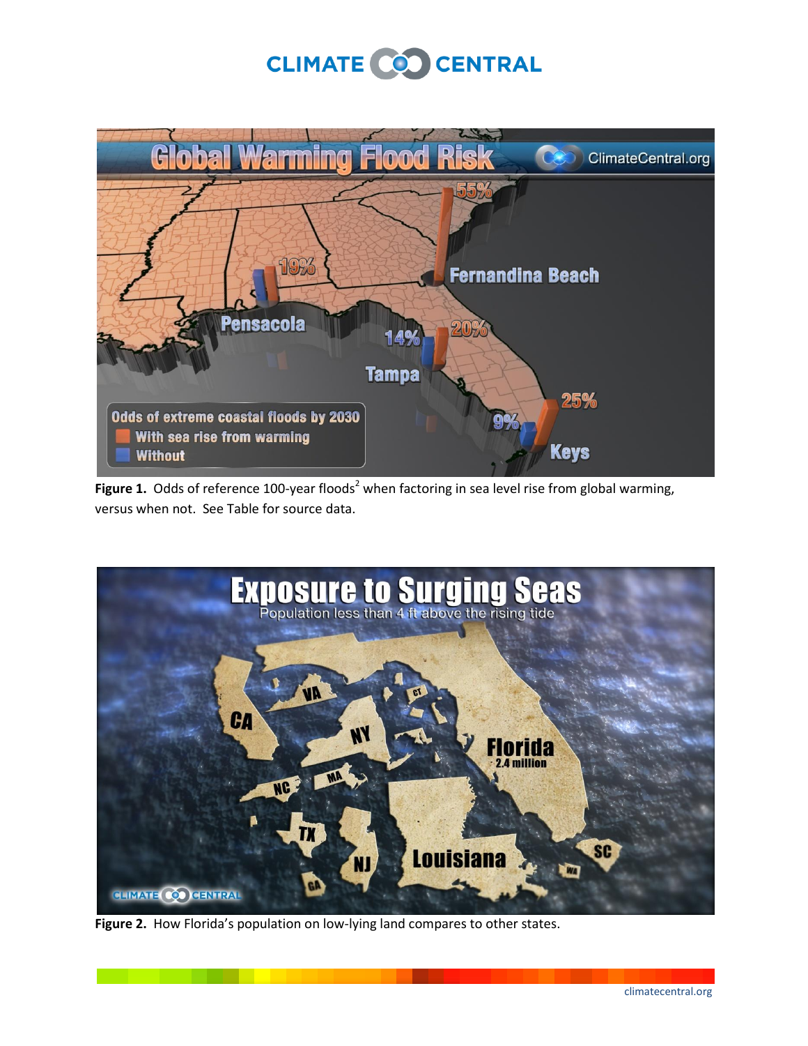**Figure 1.** Odds of reference 100-year floods[2] when factoring in sea level rise from global warming, versus when not. See Table for source data.

**Figure 2.** How Florida's population on low-lying land compares to other states.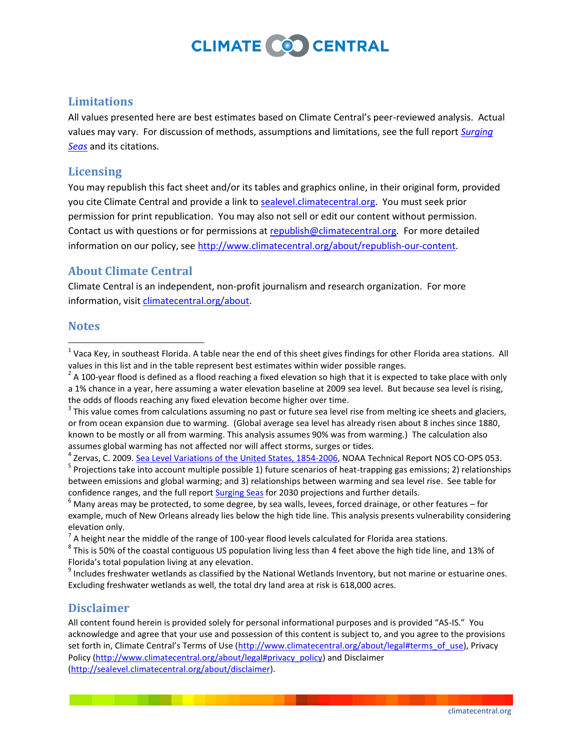## Limitations

All values presented here are best estimates based on Climate Central's peer-reviewed analysis. Actual values may vary. For discussion of methods, assumptions and limitations, see the full report *Surging Seas* and its citations.

## Licensing

You may republish this fact sheet and/or its tables and graphics online, in their original form, provided you cite Climate Central and provide a link to sealevel.climatecentral.org. You must seek prior permission for print republication. You may also not sell or edit our content without permission. Contact us with questions or for permissions at republish@climatecentral.org. For more detailed information on our policy, see http://www.climatecentral.org/about/republish-our-content.

## About Climate Central

Climate Central is an independent, non-profit journalism and research organization. For more information, visit climatecentral.org/about.

## Notes

[1] Vaca Key, in southeast Florida. A table near the end of this sheet gives findings for other Florida area stations. All values in this list and in the table represent best estimates within wider possible ranges.

[2] A 100-year flood is defined as a flood reaching a fixed elevation so high that it is expected to take place with only a 1% chance in a year, here assuming a water elevation baseline at 2009 sea level. But because sea level is rising, the odds of floods reaching any fixed elevation become higher over time.

[3] This value comes from calculations assuming no past or future sea level rise from melting ice sheets and glaciers, or from ocean expansion due to warming. (Global average sea level has already risen about 8 inches since 1880, known to be mostly or all from warming. This analysis assumes 90% was from warming.) The calculation also assumes global warming has not affected nor will affect storms, surges or tides.

[4] Zervas, C. 2009. Sea Level Variations of the United States, 1854-2006, NOAA Technical Report NOS CO-OPS 053.

[5] Projections take into account multiple possible 1) future scenarios of heat-trapping gas emissions; 2) relationships between emissions and global warming; and 3) relationships between warming and sea level rise. See table for confidence ranges, and the full report Surging Seas for 2030 projections and further details.

[6] Many areas may be protected, to some degree, by sea walls, levees, forced drainage, or other features – for example, much of New Orleans already lies below the high tide line. This analysis presents vulnerability considering elevation only.

[7] A height near the middle of the range of 100-year flood levels calculated for Florida area stations.

[8] This is 50% of the coastal contiguous US population living less than 4 feet above the high tide line, and 13% of Florida's total population living at any elevation.

[9] Includes freshwater wetlands as classified by the National Wetlands Inventory, but not marine or estuarine ones. Excluding freshwater wetlands as well, the total dry land area at risk is 618,000 acres.

## Disclaimer

All content found herein is provided solely for personal informational purposes and is provided "AS-IS." You acknowledge and agree that your use and possession of this content is subject to, and you agree to the provisions set forth in, Climate Central's Terms of Use (http://www.climatecentral.org/about/legal#terms_of_use), Privacy Policy (http://www.climatecentral.org/about/legal#privacy_policy) and Disclaimer (http://sealevel.climatecentral.org/about/disclaimer).